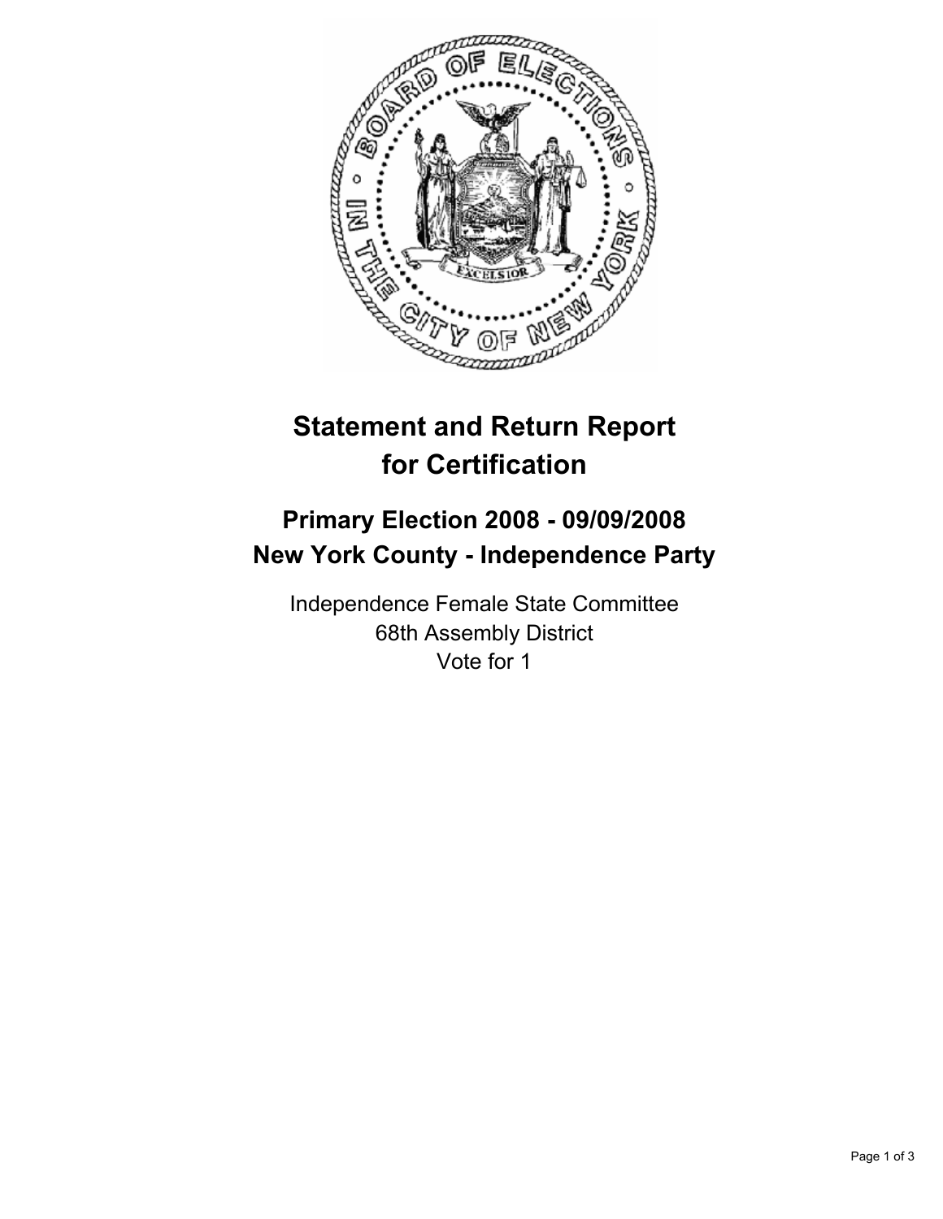# Statement and Return Report for Certification

## Primary Election 2008 - 09/09/2008
## New York County - Independence Party

Independence Female State Committee
68th Assembly District
Vote for 1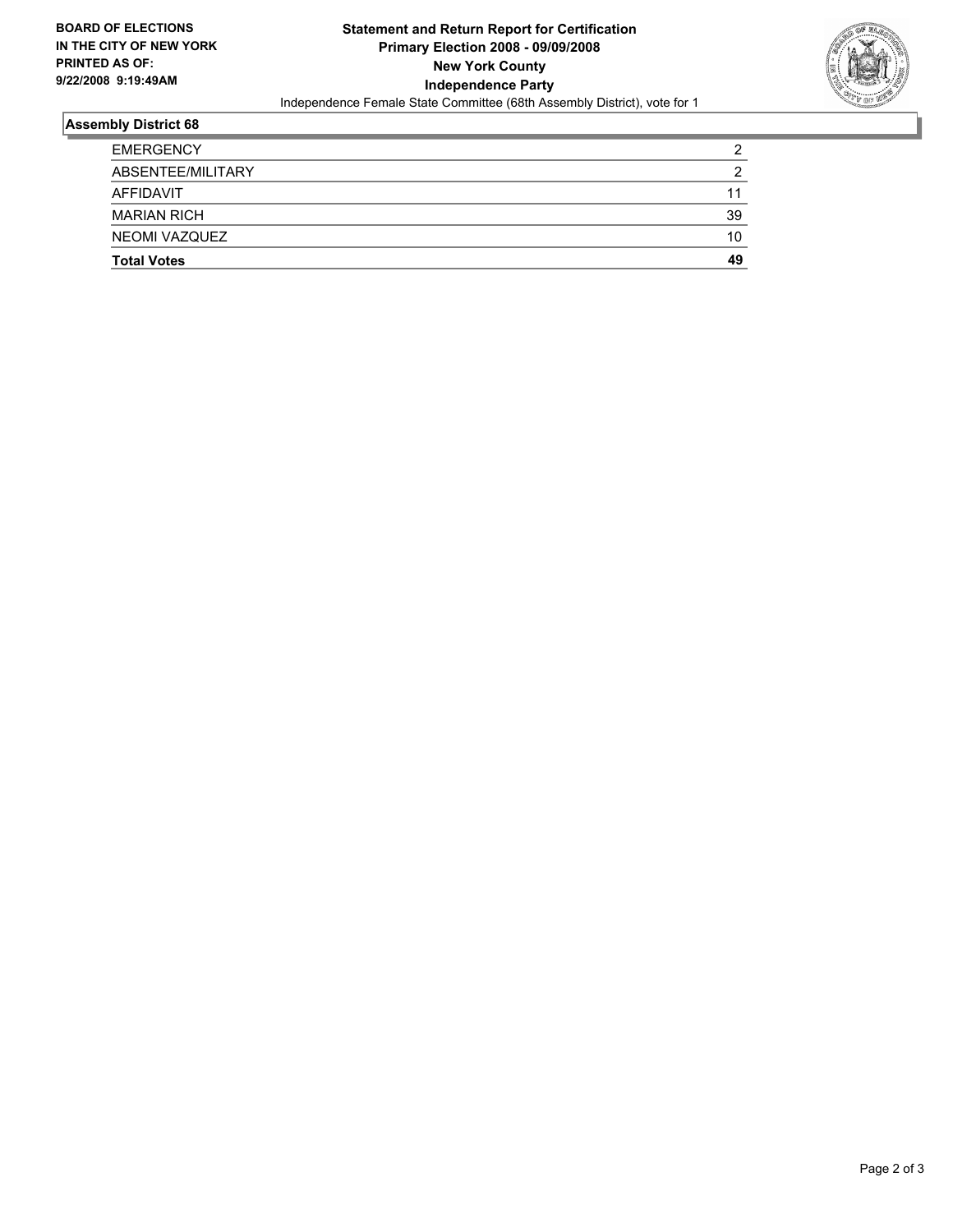**BOARD OF ELECTIONS IN THE CITY OF NEW YORK PRINTED AS OF: 9/22/2008 9:19:49AM**

**Statement and Return Report for Certification**
**Primary Election 2008 - 09/09/2008**
**New York County**
**Independence Party**
Independence Female State Committee (68th Assembly District), vote for 1

## Assembly District 68

| | |
|---|---|
| EMERGENCY | 2 |
| ABSENTEE/MILITARY | 2 |
| AFFIDAVIT | 11 |
| MARIAN RICH | 39 |
| NEOMI VAZQUEZ | 10 |
| **Total Votes** | **49** |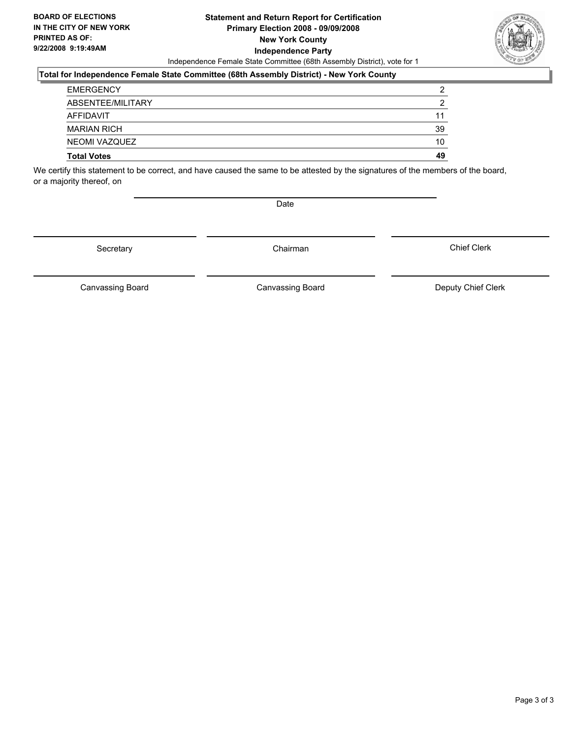**BOARD OF ELECTIONS IN THE CITY OF NEW YORK PRINTED AS OF: 9/22/2008 9:19:49AM**

# Statement and Return Report for Certification
## Primary Election 2008 - 09/09/2008
## New York County
## Independence Party

Independence Female State Committee (68th Assembly District), vote for 1

**Total for Independence Female State Committee (68th Assembly District) - New York County**

| | |
|---|---|
| EMERGENCY | 2 |
| ABSENTEE/MILITARY | 2 |
| AFFIDAVIT | 11 |
| MARIAN RICH | 39 |
| NEOMI VAZQUEZ | 10 |
| **Total Votes** | **49** |

We certify this statement to be correct, and have caused the same to be attested by the signatures of the members of the board, or a majority thereof, on

Date

| | | |
|---|---|---|
| Secretary | Chairman | Chief Clerk |
| Canvassing Board | Canvassing Board | Deputy Chief Clerk |